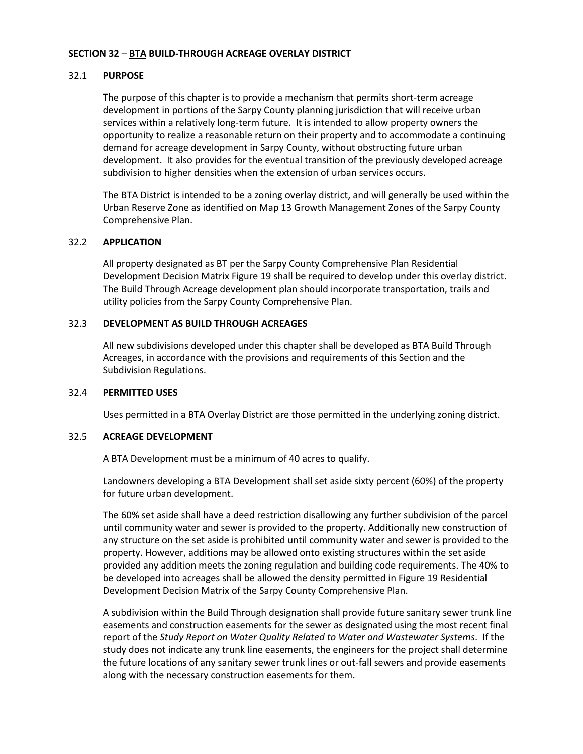# SECTION 32 – BTA BUILD-THROUGH ACREAGE OVERLAY DISTRICT

## 32.1 PURPOSE

The purpose of this chapter is to provide a mechanism that permits short-term acreage development in portions of the Sarpy County planning jurisdiction that will receive urban services within a relatively long-term future. It is intended to allow property owners the opportunity to realize a reasonable return on their property and to accommodate a continuing demand for acreage development in Sarpy County, without obstructing future urban development. It also provides for the eventual transition of the previously developed acreage subdivision to higher densities when the extension of urban services occurs.

The BTA District is intended to be a zoning overlay district, and will generally be used within the Urban Reserve Zone as identified on Map 13 Growth Management Zones of the Sarpy County Comprehensive Plan.

## 32.2 APPLICATION

All property designated as BT per the Sarpy County Comprehensive Plan Residential Development Decision Matrix Figure 19 shall be required to develop under this overlay district. The Build Through Acreage development plan should incorporate transportation, trails and utility policies from the Sarpy County Comprehensive Plan.

## 32.3 DEVELOPMENT AS BUILD THROUGH ACREAGES

All new subdivisions developed under this chapter shall be developed as BTA Build Through Acreages, in accordance with the provisions and requirements of this Section and the Subdivision Regulations.

## 32.4 PERMITTED USES

Uses permitted in a BTA Overlay District are those permitted in the underlying zoning district.

## 32.5 ACREAGE DEVELOPMENT

A BTA Development must be a minimum of 40 acres to qualify.

Landowners developing a BTA Development shall set aside sixty percent (60%) of the property for future urban development.

The 60% set aside shall have a deed restriction disallowing any further subdivision of the parcel until community water and sewer is provided to the property. Additionally new construction of any structure on the set aside is prohibited until community water and sewer is provided to the property. However, additions may be allowed onto existing structures within the set aside provided any addition meets the zoning regulation and building code requirements. The 40% to be developed into acreages shall be allowed the density permitted in Figure 19 Residential Development Decision Matrix of the Sarpy County Comprehensive Plan.

A subdivision within the Build Through designation shall provide future sanitary sewer trunk line easements and construction easements for the sewer as designated using the most recent final report of the *Study Report on Water Quality Related to Water and Wastewater Systems*. If the study does not indicate any trunk line easements, the engineers for the project shall determine the future locations of any sanitary sewer trunk lines or out-fall sewers and provide easements along with the necessary construction easements for them.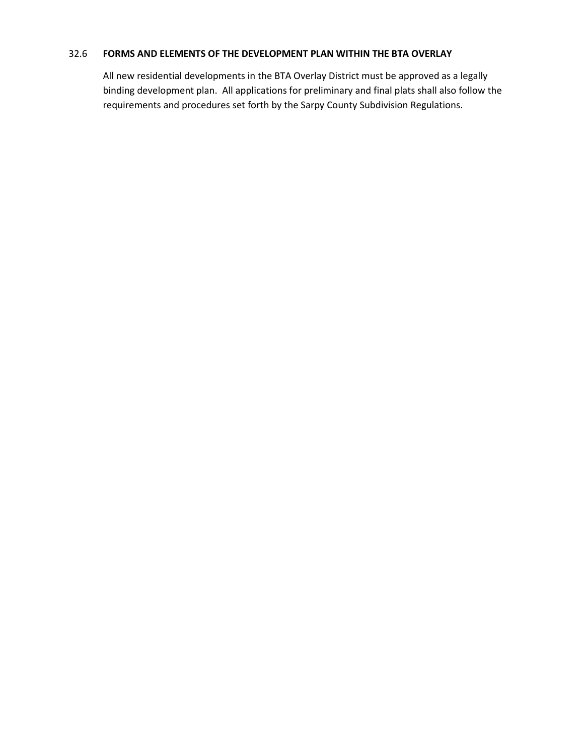### 32.6 FORMS AND ELEMENTS OF THE DEVELOPMENT PLAN WITHIN THE BTA OVERLAY

All new residential developments in the BTA Overlay District must be approved as a legally binding development plan. All applications for preliminary and final plats shall also follow the requirements and procedures set forth by the Sarpy County Subdivision Regulations.